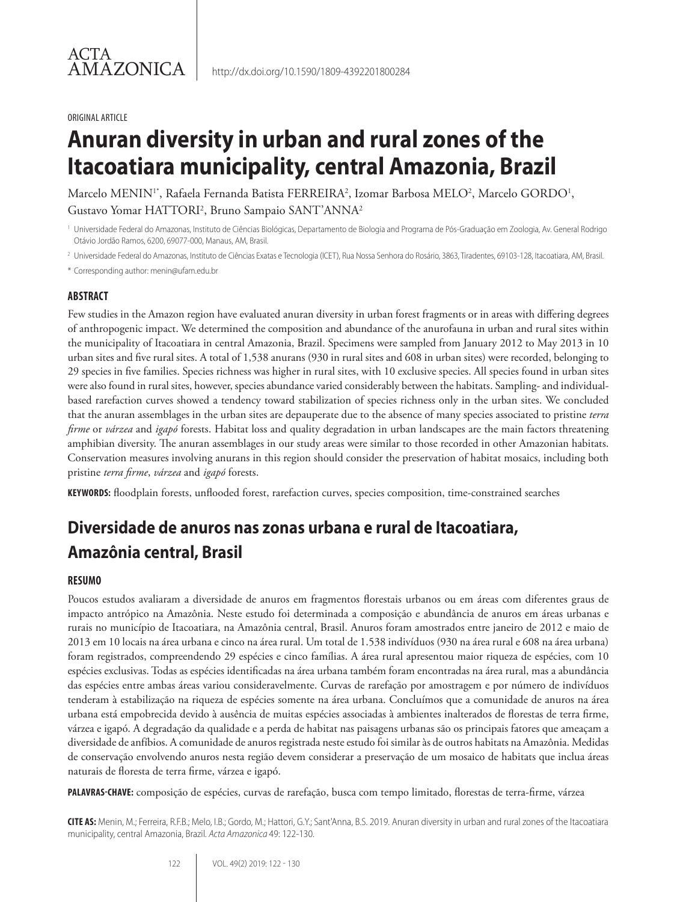ACTA AMAZONICA

http://dx.doi.org/10.1590/1809-4392201800284

ORIGINAL ARTICLE

# Anuran diversity in urban and rural zones of the Itacoatiara municipality, central Amazonia, Brazil

Marcelo MENIN[1*], Rafaela Fernanda Batista FERREIRA[2], Izomar Barbosa MELO[2], Marcelo GORDO[1], Gustavo Yomar HATTORI[2], Bruno Sampaio SANT'ANNA[2]

[1] Universidade Federal do Amazonas, Instituto de Ciências Biológicas, Departamento de Biologia and Programa de Pós-Graduação em Zoologia, Av. General Rodrigo Otávio Jordão Ramos, 6200, 69077-000, Manaus, AM, Brasil.

[2] Universidade Federal do Amazonas, Instituto de Ciências Exatas e Tecnologia (ICET), Rua Nossa Senhora do Rosário, 3863, Tiradentes, 69103-128, Itacoatiara, AM, Brasil.

* Corresponding author: menin@ufam.edu.br

### ABSTRACT

Few studies in the Amazon region have evaluated anuran diversity in urban forest fragments or in areas with differing degrees of anthropogenic impact. We determined the composition and abundance of the anurofauna in urban and rural sites within the municipality of Itacoatiara in central Amazonia, Brazil. Specimens were sampled from January 2012 to May 2013 in 10 urban sites and five rural sites. A total of 1,538 anurans (930 in rural sites and 608 in urban sites) were recorded, belonging to 29 species in five families. Species richness was higher in rural sites, with 10 exclusive species. All species found in urban sites were also found in rural sites, however, species abundance varied considerably between the habitats. Sampling- and individual-based rarefaction curves showed a tendency toward stabilization of species richness only in the urban sites. We concluded that the anuran assemblages in the urban sites are depauperate due to the absence of many species associated to pristine *terra firme* or *várzea* and *igapó* forests. Habitat loss and quality degradation in urban landscapes are the main factors threatening amphibian diversity. The anuran assemblages in our study areas were similar to those recorded in other Amazonian habitats. Conservation measures involving anurans in this region should consider the preservation of habitat mosaics, including both pristine *terra firme*, *várzea* and *igapó* forests.

**KEYWORDS:** floodplain forests, unflooded forest, rarefaction curves, species composition, time-constrained searches

## Diversidade de anuros nas zonas urbana e rural de Itacoatiara, Amazônia central, Brasil

### RESUMO

Poucos estudos avaliaram a diversidade de anuros em fragmentos florestais urbanos ou em áreas com diferentes graus de impacto antrópico na Amazônia. Neste estudo foi determinada a composição e abundância de anuros em áreas urbanas e rurais no município de Itacoatiara, na Amazônia central, Brasil. Anuros foram amostrados entre janeiro de 2012 e maio de 2013 em 10 locais na área urbana e cinco na área rural. Um total de 1.538 indivíduos (930 na área rural e 608 na área urbana) foram registrados, compreendendo 29 espécies e cinco famílias. A área rural apresentou maior riqueza de espécies, com 10 espécies exclusivas. Todas as espécies identificadas na área urbana também foram encontradas na área rural, mas a abundância das espécies entre ambas áreas variou consideravelmente. Curvas de rarefação por amostragem e por número de indivíduos tenderam à estabilização na riqueza de espécies somente na área urbana. Concluímos que a comunidade de anuros na área urbana está empobrecida devido à ausência de muitas espécies associadas à ambientes inalterados de florestas de terra firme, várzea e igapó. A degradação da qualidade e a perda de habitat nas paisagens urbanas são os principais fatores que ameaçam a diversidade de anfíbios. A comunidade de anuros registrada neste estudo foi similar às de outros habitats na Amazônia. Medidas de conservação envolvendo anuros nesta região devem considerar a preservação de um mosaico de habitats que inclua áreas naturais de floresta de terra firme, várzea e igapó.

**PALAVRAS-CHAVE:** composição de espécies, curvas de rarefação, busca com tempo limitado, florestas de terra-firme, várzea

**CITE AS:** Menin, M.; Ferreira, R.F.B.; Melo, I.B.; Gordo, M.; Hattori, G.Y.; Sant'Anna, B.S. 2019. Anuran diversity in urban and rural zones of the Itacoatiara municipality, central Amazonia, Brazil. *Acta Amazonica* 49: 122-130.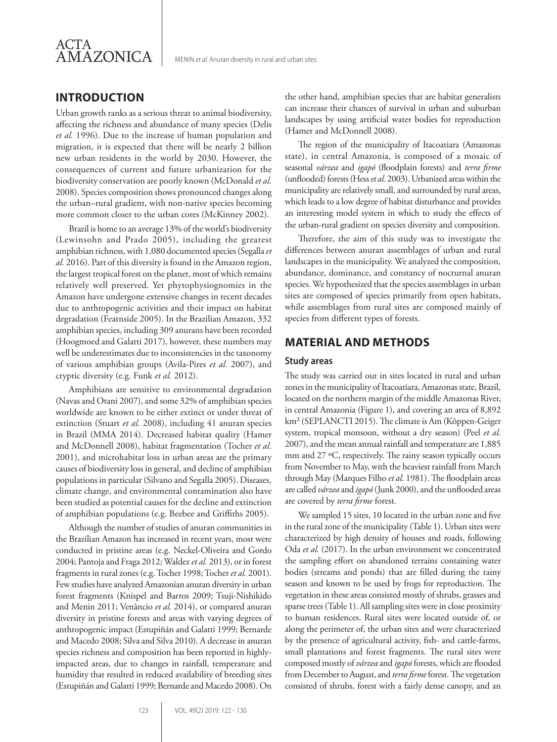## INTRODUCTION

Urban growth ranks as a serious threat to animal biodiversity, affecting the richness and abundance of many species (Delis *et al.* 1996). Due to the increase of human population and migration, it is expected that there will be nearly 2 billion new urban residents in the world by 2030. However, the consequences of current and future urbanization for the biodiversity conservation are poorly known (McDonald *et al.* 2008). Species composition shows pronounced changes along the urban–rural gradient, with non-native species becoming more common closer to the urban cores (McKinney 2002).

Brazil is home to an average 13% of the world's biodiversity (Lewinsohn and Prado 2005), including the greatest amphibian richness, with 1,080 documented species (Segalla *et al.* 2016). Part of this diversity is found in the Amazon region, the largest tropical forest on the planet, most of which remains relatively well preserved. Yet phytophysiognomies in the Amazon have undergone extensive changes in recent decades due to anthropogenic activities and their impact on habitat degradation (Fearnside 2005). In the Brazilian Amazon, 332 amphibian species, including 309 anurans have been recorded (Hoogmoed and Galatti 2017), however, these numbers may well be underestimates due to inconsistencies in the taxonomy of various amphibian groups (Avila-Pires *et al.* 2007), and cryptic diversity (e.g. Funk *et al.* 2012).

Amphibians are sensitive to environmental degradation (Navas and Otani 2007), and some 32% of amphibian species worldwide are known to be either extinct or under threat of extinction (Stuart *et al.* 2008), including 41 anuran species in Brazil (MMA 2014). Decreased habitat quality (Hamer and McDonnell 2008), habitat fragmentation (Tocher *et al.* 2001), and microhabitat loss in urban areas are the primary causes of biodiversity loss in general, and decline of amphibian populations in particular (Silvano and Segalla 2005). Diseases, climate change, and environmental contamination also have been studied as potential causes for the decline and extinction of amphibian populations (e.g. Beebee and Griffiths 2005).

Although the number of studies of anuran communities in the Brazilian Amazon has increased in recent years, most were conducted in pristine areas (e.g. Neckel-Oliveira and Gordo 2004; Pantoja and Fraga 2012; Waldez *et al.* 2013), or in forest fragments in rural zones (e.g. Tocher 1998; Tocher *et al.* 2001). Few studies have analyzed Amazonian anuran diversity in urban forest fragments (Knispel and Barros 2009; Tsuji-Nishikido and Menin 2011; Venâncio *et al.* 2014), or compared anuran diversity in pristine forests and areas with varying degrees of anthropogenic impact (Estupiñán and Galatti 1999; Bernarde and Macedo 2008; Silva and Silva 2010). A decrease in anuran species richness and composition has been reported in highly-impacted areas, due to changes in rainfall, temperature and humidity that resulted in reduced availability of breeding sites (Estupiñán and Galatti 1999; Bernarde and Macedo 2008). On the other hand, amphibian species that are habitat generalists can increase their chances of survival in urban and suburban landscapes by using artificial water bodies for reproduction (Hamer and McDonnell 2008).

The region of the municipality of Itacoatiara (Amazonas state), in central Amazonia, is composed of a mosaic of seasonal *várzea* and *igapó* (floodplain forests) and *terra firme* (unflooded) forests (Hess *et al.* 2003). Urbanized areas within the municipality are relatively small, and surrounded by rural areas, which leads to a low degree of habitat disturbance and provides an interesting model system in which to study the effects of the urban-rural gradient on species diversity and composition.

Therefore, the aim of this study was to investigate the differences between anuran assemblages of urban and rural landscapes in the municipality. We analyzed the composition, abundance, dominance, and constancy of nocturnal anuran species. We hypothesized that the species assemblages in urban sites are composed of species primarily from open habitats, while assemblages from rural sites are composed mainly of species from different types of forests.

## MATERIAL AND METHODS

### Study areas

The study was carried out in sites located in rural and urban zones in the municipality of Itacoatiara, Amazonas state, Brazil, located on the northern margin of the middle Amazonas River, in central Amazonia (Figure 1), and covering an area of 8,892 km² (SEPLANCTI 2015). The climate is Am (Köppen-Geiger system, tropical monsoon, without a dry season) (Peel *et al.* 2007), and the mean annual rainfall and temperature are 1,885 mm and 27 ºC, respectively. The rainy season typically occurs from November to May, with the heaviest rainfall from March through May (Marques Filho *et al.* 1981). The floodplain areas are called *várzea* and *igapó* (Junk 2000), and the unflooded areas are covered by *terra firme* forest.

We sampled 15 sites, 10 located in the urban zone and five in the rural zone of the municipality (Table 1). Urban sites were characterized by high density of houses and roads, following Oda *et al.* (2017). In the urban environment we concentrated the sampling effort on abandoned terrains containing water bodies (streams and ponds) that are filled during the rainy season and known to be used by frogs for reproduction. The vegetation in these areas consisted mostly of shrubs, grasses and sparse trees (Table 1). All sampling sites were in close proximity to human residences. Rural sites were located outside of, or along the perimeter of, the urban sites and were characterized by the presence of agricultural activity, fish- and cattle-farms, small plantations and forest fragments. The rural sites were composed mostly of *várzea* and *igapó* forests, which are flooded from December to August, and *terra firme* forest. The vegetation consisted of shrubs, forest with a fairly dense canopy, and an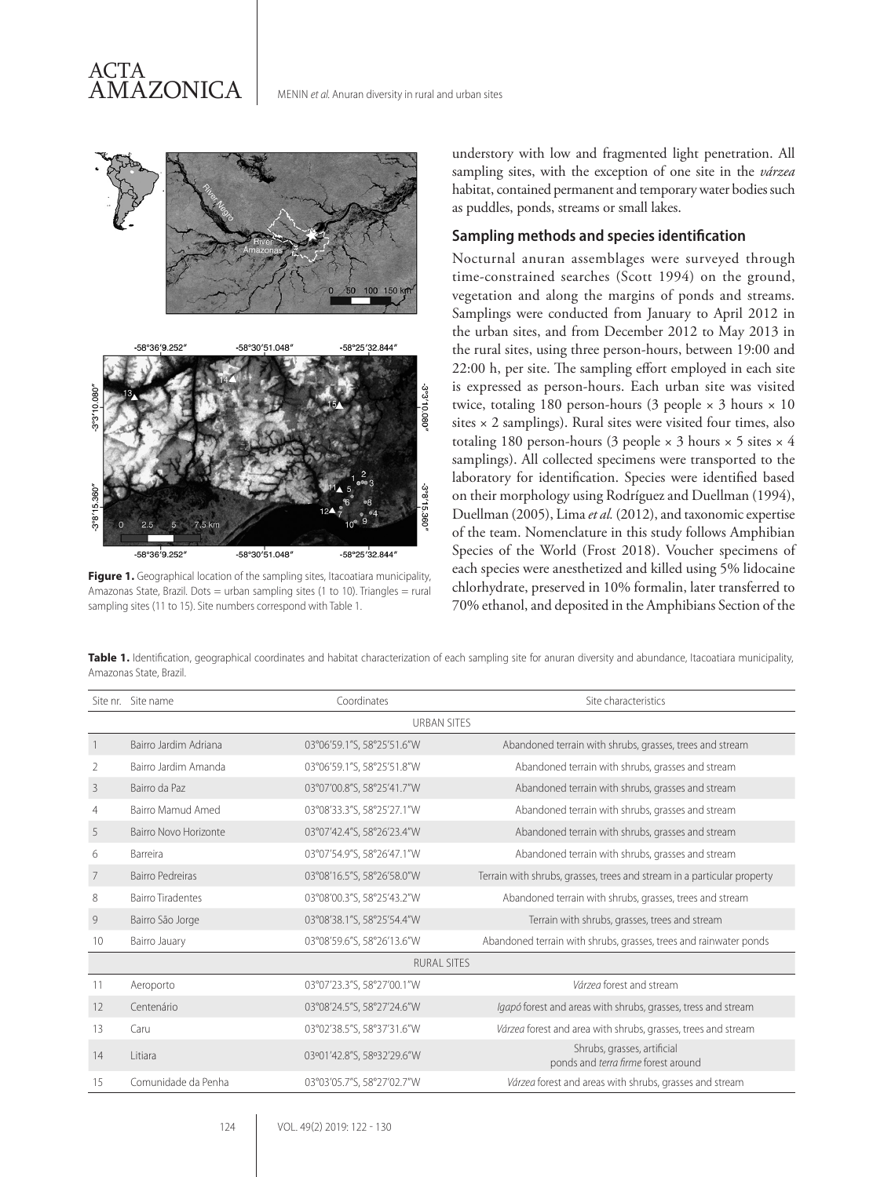**Figure 1.** Geographical location of the sampling sites, Itacoatiara municipality, Amazonas State, Brazil. Dots = urban sampling sites (1 to 10). Triangles = rural sampling sites (11 to 15). Site numbers correspond with Table 1.

understory with low and fragmented light penetration. All sampling sites, with the exception of one site in the *várzea* habitat, contained permanent and temporary water bodies such as puddles, ponds, streams or small lakes.

## Sampling methods and species identification

Nocturnal anuran assemblages were surveyed through time-constrained searches (Scott 1994) on the ground, vegetation and along the margins of ponds and streams. Samplings were conducted from January to April 2012 in the urban sites, and from December 2012 to May 2013 in the rural sites, using three person-hours, between 19:00 and 22:00 h, per site. The sampling effort employed in each site is expressed as person-hours. Each urban site was visited twice, totaling 180 person-hours (3 people × 3 hours × 10 sites × 2 samplings). Rural sites were visited four times, also totaling 180 person-hours (3 people × 3 hours × 5 sites × 4 samplings). All collected specimens were transported to the laboratory for identification. Species were identified based on their morphology using Rodríguez and Duellman (1994), Duellman (2005), Lima *et al.* (2012), and taxonomic expertise of the team. Nomenclature in this study follows Amphibian Species of the World (Frost 2018). Voucher specimens of each species were anesthetized and killed using 5% lidocaine chlorhydrate, preserved in 10% formalin, later transferred to 70% ethanol, and deposited in the Amphibians Section of the

**Table 1.** Identification, geographical coordinates and habitat characterization of each sampling site for anuran diversity and abundance, Itacoatiara municipality, Amazonas State, Brazil.

| Site nr. | Site name | Coordinates | Site characteristics |
|---|---|---|---|
| | | URBAN SITES | |
| 1 | Bairro Jardim Adriana | 03°06'59.1"S, 58°25'51.6"W | Abandoned terrain with shrubs, grasses, trees and stream |
| 2 | Bairro Jardim Amanda | 03°06'59.1"S, 58°25'51.8"W | Abandoned terrain with shrubs, grasses and stream |
| 3 | Bairro da Paz | 03°07'00.8"S, 58°25'41.7"W | Abandoned terrain with shrubs, grasses and stream |
| 4 | Bairro Mamud Amed | 03°08'33.3"S, 58°25'27.1"W | Abandoned terrain with shrubs, grasses and stream |
| 5 | Bairro Novo Horizonte | 03°07'42.4"S, 58°26'23.4"W | Abandoned terrain with shrubs, grasses and stream |
| 6 | Barreira | 03°07'54.9"S, 58°26'47.1"W | Abandoned terrain with shrubs, grasses and stream |
| 7 | Bairro Pedreiras | 03°08'16.5"S, 58°26'58.0"W | Terrain with shrubs, grasses, trees and stream in a particular property |
| 8 | Bairro Tiradentes | 03°08'00.3"S, 58°25'43.2"W | Abandoned terrain with shrubs, grasses, trees and stream |
| 9 | Bairro São Jorge | 03°08'38.1"S, 58°25'54.4"W | Terrain with shrubs, grasses, trees and stream |
| 10 | Bairro Jauary | 03°08'59.6"S, 58°26'13.6"W | Abandoned terrain with shrubs, grasses, trees and rainwater ponds |
| | | RURAL SITES | |
| 11 | Aeroporto | 03°07'23.3"S, 58°27'00.1"W | *Várzea* forest and stream |
| 12 | Centenário | 03°08'24.5"S, 58°27'24.6"W | *Igapó* forest and areas with shrubs, grasses, tress and stream |
| 13 | Caru | 03°02'38.5"S, 58°37'31.6"W | *Várzea* forest and area with shrubs, grasses, trees and stream |
| 14 | Litiara | 03º01'42.8"S, 58º32'29.6"W | Shrubs, grasses, artificial ponds and *terra firme* forest around |
| 15 | Comunidade da Penha | 03°03'05.7"S, 58°27'02.7"W | *Várzea* forest and areas with shrubs, grasses and stream |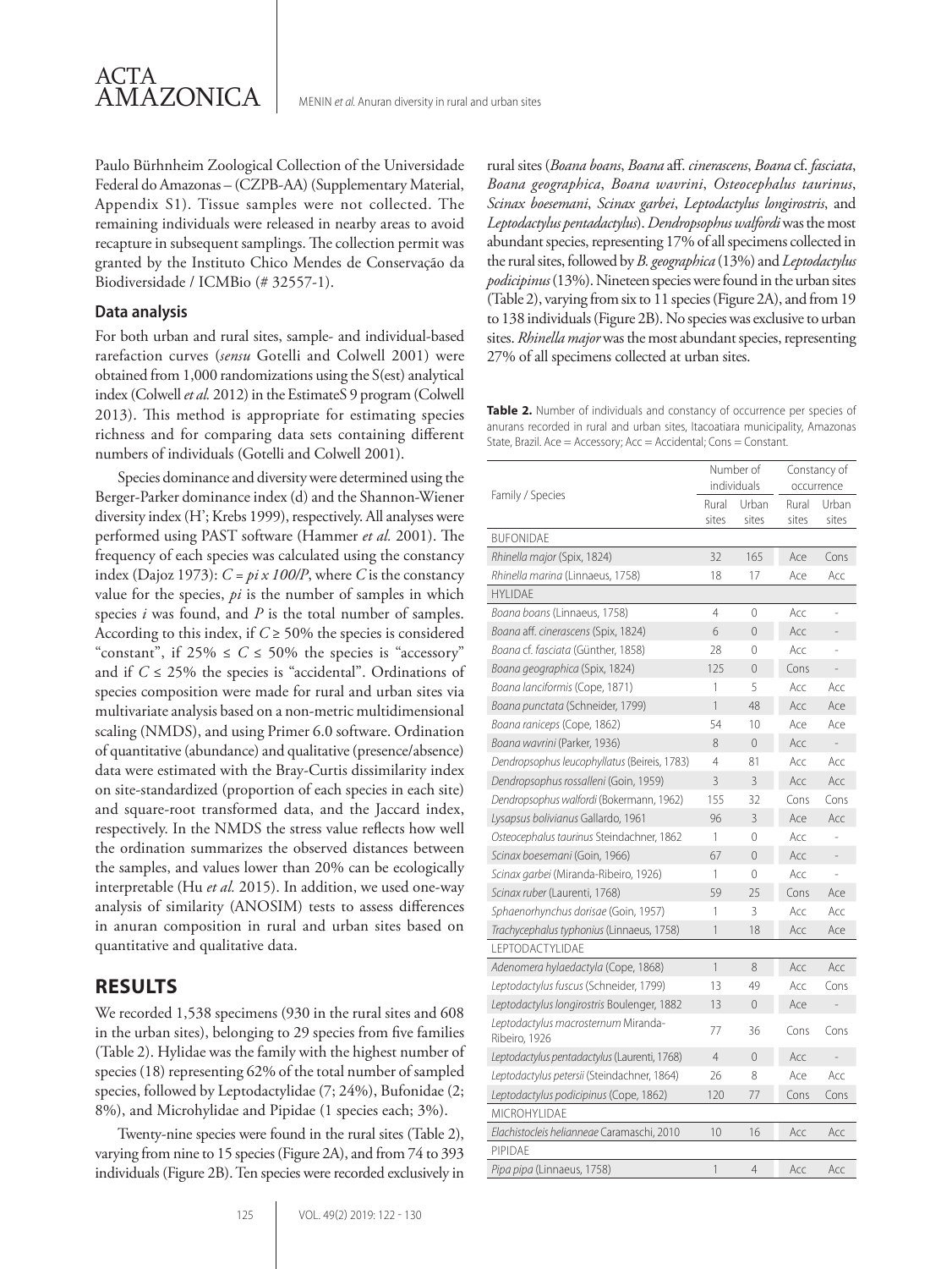Paulo Bürhnheim Zoological Collection of the Universidade Federal do Amazonas – (CZPB-AA) (Supplementary Material, Appendix S1). Tissue samples were not collected. The remaining individuals were released in nearby areas to avoid recapture in subsequent samplings. The collection permit was granted by the Instituto Chico Mendes de Conservação da Biodiversidade / ICMBio (# 32557-1).

### Data analysis

For both urban and rural sites, sample- and individual-based rarefaction curves (*sensu* Gotelli and Colwell 2001) were obtained from 1,000 randomizations using the S(est) analytical index (Colwell *et al.* 2012) in the EstimateS 9 program (Colwell 2013). This method is appropriate for estimating species richness and for comparing data sets containing different numbers of individuals (Gotelli and Colwell 2001).

Species dominance and diversity were determined using the Berger-Parker dominance index (d) and the Shannon-Wiener diversity index (H'; Krebs 1999), respectively. All analyses were performed using PAST software (Hammer *et al.* 2001). The frequency of each species was calculated using the constancy index (Dajoz 1973): $C = pi \times 100/P$, where $C$ is the constancy value for the species, $pi$ is the number of samples in which species $i$ was found, and $P$ is the total number of samples. According to this index, if $C \geq 50\%$ the species is considered "constant", if $25\% \leq C \leq 50\%$ the species is "accessory" and if $C \leq 25\%$ the species is "accidental". Ordinations of species composition were made for rural and urban sites via multivariate analysis based on a non-metric multidimensional scaling (NMDS), and using Primer 6.0 software. Ordination of quantitative (abundance) and qualitative (presence/absence) data were estimated with the Bray-Curtis dissimilarity index on site-standardized (proportion of each species in each site) and square-root transformed data, and the Jaccard index, respectively. In the NMDS the stress value reflects how well the ordination summarizes the observed distances between the samples, and values lower than 20% can be ecologically interpretable (Hu *et al.* 2015). In addition, we used one-way analysis of similarity (ANOSIM) tests to assess differences in anuran composition in rural and urban sites based on quantitative and qualitative data.

## RESULTS

We recorded 1,538 specimens (930 in the rural sites and 608 in the urban sites), belonging to 29 species from five families (Table 2). Hylidae was the family with the highest number of species (18) representing 62% of the total number of sampled species, followed by Leptodactylidae (7; 24%), Bufonidae (2; 8%), and Microhylidae and Pipidae (1 species each; 3%).

Twenty-nine species were found in the rural sites (Table 2), varying from nine to 15 species (Figure 2A), and from 74 to 393 individuals (Figure 2B). Ten species were recorded exclusively in rural sites (*Boana boans*, *Boana* aff. *cinerascens*, *Boana* cf. *fasciata*, *Boana geographica*, *Boana wavrini*, *Osteocephalus taurinus*, *Scinax boesemani*, *Scinax garbei*, *Leptodactylus longirostris*, and *Leptodactylus pentadactylus*). *Dendropsophus walfordi* was the most abundant species, representing 17% of all specimens collected in the rural sites, followed by *B. geographica* (13%) and *Leptodactylus podicipinus* (13%). Nineteen species were found in the urban sites (Table 2), varying from six to 11 species (Figure 2A), and from 19 to 138 individuals (Figure 2B). No species was exclusive to urban sites. *Rhinella major* was the most abundant species, representing 27% of all specimens collected at urban sites.

**Table 2.** Number of individuals and constancy of occurrence per species of anurans recorded in rural and urban sites, Itacoatiara municipality, Amazonas State, Brazil. Ace = Accessory; Acc = Accidental; Cons = Constant.

| Family / Species | Number of individuals | | Constancy of occurrence | |
|---|---|---|---|---|
| | Rural sites | Urban sites | Rural sites | Urban sites |
| BUFONIDAE | | | | |
| *Rhinella major* (Spix, 1824) | 32 | 165 | Ace | Cons |
| *Rhinella marina* (Linnaeus, 1758) | 18 | 17 | Ace | Acc |
| HYLIDAE | | | | |
| *Boana boans* (Linnaeus, 1758) | 4 | 0 | Acc | - |
| *Boana* aff. *cinerascens* (Spix, 1824) | 6 | 0 | Acc | - |
| *Boana* cf. *fasciata* (Günther, 1858) | 28 | 0 | Acc | - |
| *Boana geographica* (Spix, 1824) | 125 | 0 | Cons | - |
| *Boana lanciformis* (Cope, 1871) | 1 | 5 | Acc | Acc |
| *Boana punctata* (Schneider, 1799) | 1 | 48 | Acc | Ace |
| *Boana raniceps* (Cope, 1862) | 54 | 10 | Ace | Ace |
| *Boana wavrini* (Parker, 1936) | 8 | 0 | Acc | - |
| *Dendropsophus leucophyllatus* (Beireis, 1783) | 4 | 81 | Acc | Acc |
| *Dendropsophus rossalleni* (Goin, 1959) | 3 | 3 | Acc | Acc |
| *Dendropsophus walfordi* (Bokermann, 1962) | 155 | 32 | Cons | Cons |
| *Lysapsus bolivianus* Gallardo, 1961 | 96 | 3 | Ace | Acc |
| *Osteocephalus taurinus* Steindachner, 1862 | 1 | 0 | Acc | - |
| *Scinax boesemani* (Goin, 1966) | 67 | 0 | Acc | - |
| *Scinax garbei* (Miranda-Ribeiro, 1926) | 1 | 0 | Acc | - |
| *Scinax ruber* (Laurenti, 1768) | 59 | 25 | Cons | Ace |
| *Sphaenorhynchus dorisae* (Goin, 1957) | 1 | 3 | Acc | Acc |
| *Trachycephalus typhonius* (Linnaeus, 1758) | 1 | 18 | Acc | Ace |
| LEPTODACTYLIDAE | | | | |
| *Adenomera hylaedactyla* (Cope, 1868) | 1 | 8 | Acc | Acc |
| *Leptodactylus fuscus* (Schneider, 1799) | 13 | 49 | Acc | Cons |
| *Leptodactylus longirostris* Boulenger, 1882 | 13 | 0 | Ace | - |
| *Leptodactylus macrosternum* Miranda-Ribeiro, 1926 | 77 | 36 | Cons | Cons |
| *Leptodactylus pentadactylus* (Laurenti, 1768) | 4 | 0 | Acc | - |
| *Leptodactylus petersii* (Steindachner, 1864) | 26 | 8 | Ace | Acc |
| *Leptodactylus podicipinus* (Cope, 1862) | 120 | 77 | Cons | Cons |
| MICROHYLIDAE | | | | |
| *Elachistocleis helianneae* Caramaschi, 2010 | 10 | 16 | Acc | Acc |
| PIPIDAE | | | | |
| *Pipa pipa* (Linnaeus, 1758) | 1 | 4 | Acc | Acc |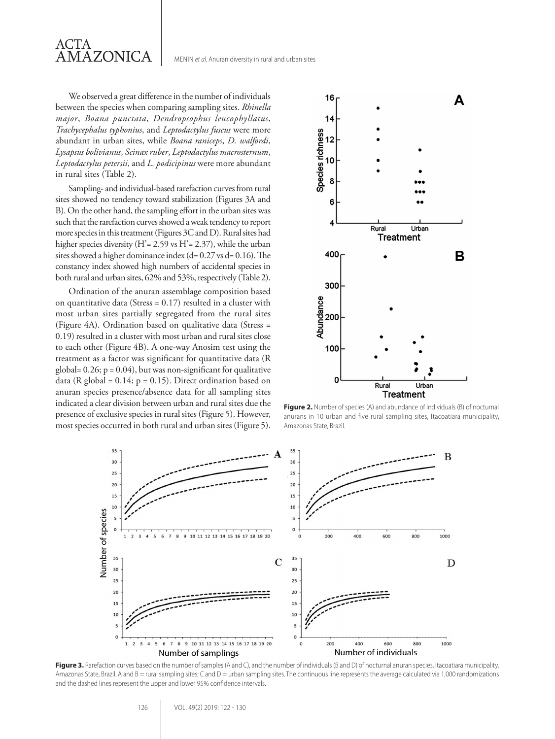We observed a great difference in the number of individuals between the species when comparing sampling sites. *Rhinella major*, *Boana punctata*, *Dendropsophus leucophyllatus*, *Trachycephalus typhonius*, and *Leptodactylus fuscus* were more abundant in urban sites, while *Boana raniceps*, *D. walfordi*, *Lysapsus bolivianus*, *Scinax ruber*, *Leptodactylus macrosternum*, *Leptodactylus petersii*, and *L. podicipinus* were more abundant in rural sites (Table 2).

Sampling- and individual-based rarefaction curves from rural sites showed no tendency toward stabilization (Figures 3A and B). On the other hand, the sampling effort in the urban sites was such that the rarefaction curves showed a weak tendency to report more species in this treatment (Figures 3C and D). Rural sites had higher species diversity (H'= 2.59 vs H'= 2.37), while the urban sites showed a higher dominance index (d= 0.27 vs d= 0.16). The constancy index showed high numbers of accidental species in both rural and urban sites, 62% and 53%, respectively (Table 2).

Ordination of the anuran assemblage composition based on quantitative data (Stress = 0.17) resulted in a cluster with most urban sites partially segregated from the rural sites (Figure 4A). Ordination based on qualitative data (Stress = 0.19) resulted in a cluster with most urban and rural sites close to each other (Figure 4B). A one-way Anosim test using the treatment as a factor was significant for quantitative data (R global= 0.26; $p = 0.04$), but was non-significant for qualitative data (R global = 0.14; $p = 0.15$). Direct ordination based on anuran species presence/absence data for all sampling sites indicated a clear division between urban and rural sites due the presence of exclusive species in rural sites (Figure 5). However, most species occurred in both rural and urban sites (Figure 5).

**Figure 2.** Number of species (A) and abundance of individuals (B) of nocturnal anurans in 10 urban and five rural sampling sites, Itacoatiara municipality, Amazonas State, Brazil.

**Figure 3.** Rarefaction curves based on the number of samples (A and C), and the number of individuals (B and D) of nocturnal anuran species, Itacoatiara municipality, Amazonas State, Brazil. A and B = rural sampling sites; C and D = urban sampling sites. The continuous line represents the average calculated via 1,000 randomizations and the dashed lines represent the upper and lower 95% confidence intervals.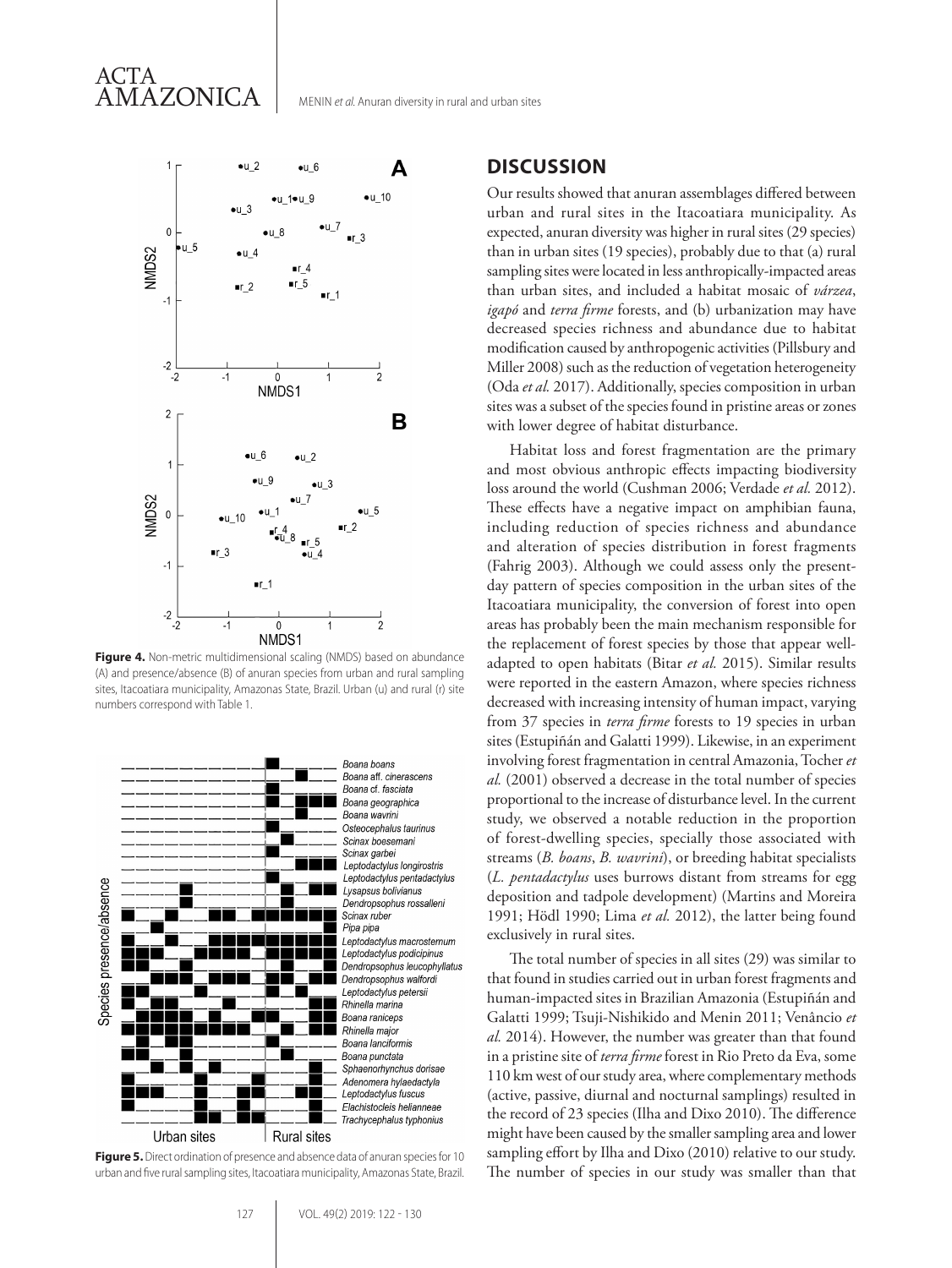**Figure 4.** Non-metric multidimensional scaling (NMDS) based on abundance (A) and presence/absence (B) of anuran species from urban and rural sampling sites, Itacoatiara municipality, Amazonas State, Brazil. Urban (u) and rural (r) site numbers correspond with Table 1.

**Figure 5.** Direct ordination of presence and absence data of anuran species for 10 urban and five rural sampling sites, Itacoatiara municipality, Amazonas State, Brazil.

## DISCUSSION

Our results showed that anuran assemblages differed between urban and rural sites in the Itacoatiara municipality. As expected, anuran diversity was higher in rural sites (29 species) than in urban sites (19 species), probably due to that (a) rural sampling sites were located in less anthropically-impacted areas than urban sites, and included a habitat mosaic of *várzea*, *igapó* and *terra firme* forests, and (b) urbanization may have decreased species richness and abundance due to habitat modification caused by anthropogenic activities (Pillsbury and Miller 2008) such as the reduction of vegetation heterogeneity (Oda *et al.* 2017). Additionally, species composition in urban sites was a subset of the species found in pristine areas or zones with lower degree of habitat disturbance.

Habitat loss and forest fragmentation are the primary and most obvious anthropic effects impacting biodiversity loss around the world (Cushman 2006; Verdade *et al.* 2012). These effects have a negative impact on amphibian fauna, including reduction of species richness and abundance and alteration of species distribution in forest fragments (Fahrig 2003). Although we could assess only the present-day pattern of species composition in the urban sites of the Itacoatiara municipality, the conversion of forest into open areas has probably been the main mechanism responsible for the replacement of forest species by those that appear well-adapted to open habitats (Bitar *et al.* 2015). Similar results were reported in the eastern Amazon, where species richness decreased with increasing intensity of human impact, varying from 37 species in *terra firme* forests to 19 species in urban sites (Estupiñán and Galatti 1999). Likewise, in an experiment involving forest fragmentation in central Amazonia, Tocher *et al.* (2001) observed a decrease in the total number of species proportional to the increase of disturbance level. In the current study, we observed a notable reduction in the proportion of forest-dwelling species, specially those associated with streams (*B. boans*, *B. wavrini*), or breeding habitat specialists (*L. pentadactylus* uses burrows distant from streams for egg deposition and tadpole development) (Martins and Moreira 1991; Hödl 1990; Lima *et al.* 2012), the latter being found exclusively in rural sites.

The total number of species in all sites (29) was similar to that found in studies carried out in urban forest fragments and human-impacted sites in Brazilian Amazonia (Estupiñán and Galatti 1999; Tsuji-Nishikido and Menin 2011; Venâncio *et al.* 2014). However, the number was greater than that found in a pristine site of *terra firme* forest in Rio Preto da Eva, some 110 km west of our study area, where complementary methods (active, passive, diurnal and nocturnal samplings) resulted in the record of 23 species (Ilha and Dixo 2010). The difference might have been caused by the smaller sampling area and lower sampling effort by Ilha and Dixo (2010) relative to our study. The number of species in our study was smaller than that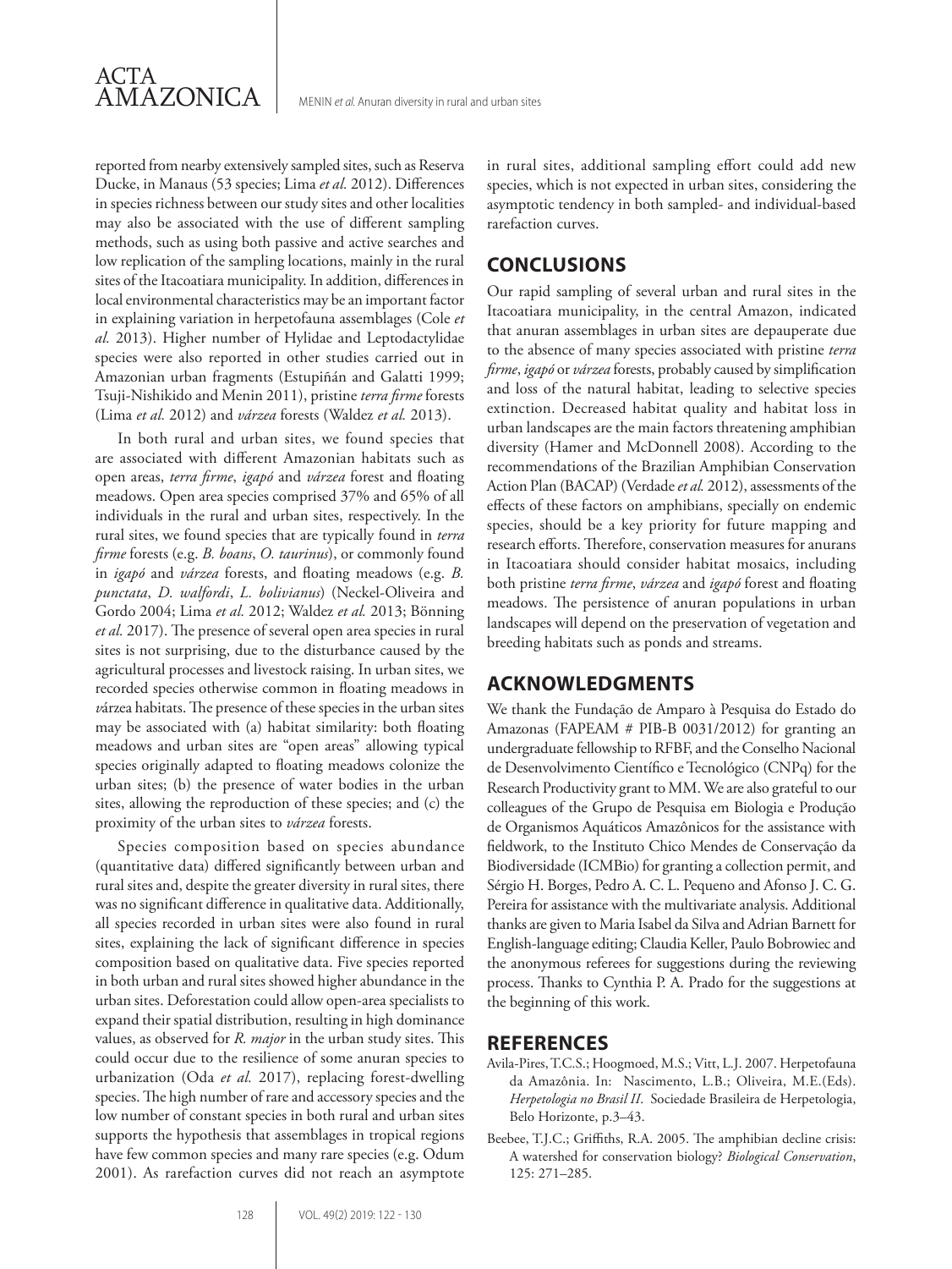reported from nearby extensively sampled sites, such as Reserva Ducke, in Manaus (53 species; Lima *et al.* 2012). Differences in species richness between our study sites and other localities may also be associated with the use of different sampling methods, such as using both passive and active searches and low replication of the sampling locations, mainly in the rural sites of the Itacoatiara municipality. In addition, differences in local environmental characteristics may be an important factor in explaining variation in herpetofauna assemblages (Cole *et al.* 2013). Higher number of Hylidae and Leptodactylidae species were also reported in other studies carried out in Amazonian urban fragments (Estupiñán and Galatti 1999; Tsuji-Nishikido and Menin 2011), pristine *terra firme* forests (Lima *et al.* 2012) and *várzea* forests (Waldez *et al.* 2013).

In both rural and urban sites, we found species that are associated with different Amazonian habitats such as open areas, *terra firme*, *igapó* and *várzea* forest and floating meadows. Open area species comprised 37% and 65% of all individuals in the rural and urban sites, respectively. In the rural sites, we found species that are typically found in *terra firme* forests (e.g. *B. boans*, *O. taurinus*), or commonly found in *igapó* and *várzea* forests, and floating meadows (e.g. *B. punctata*, *D. walfordi*, *L. bolivianus*) (Neckel-Oliveira and Gordo 2004; Lima *et al.* 2012; Waldez *et al.* 2013; Bönning *et al.* 2017). The presence of several open area species in rural sites is not surprising, due to the disturbance caused by the agricultural processes and livestock raising. In urban sites, we recorded species otherwise common in floating meadows in *v*árzea habitats. The presence of these species in the urban sites may be associated with (a) habitat similarity: both floating meadows and urban sites are "open areas" allowing typical species originally adapted to floating meadows colonize the urban sites; (b) the presence of water bodies in the urban sites, allowing the reproduction of these species; and (c) the proximity of the urban sites to *várzea* forests.

Species composition based on species abundance (quantitative data) differed significantly between urban and rural sites and, despite the greater diversity in rural sites, there was no significant difference in qualitative data. Additionally, all species recorded in urban sites were also found in rural sites, explaining the lack of significant difference in species composition based on qualitative data. Five species reported in both urban and rural sites showed higher abundance in the urban sites. Deforestation could allow open-area specialists to expand their spatial distribution, resulting in high dominance values, as observed for *R. major* in the urban study sites. This could occur due to the resilience of some anuran species to urbanization (Oda *et al.* 2017), replacing forest-dwelling species. The high number of rare and accessory species and the low number of constant species in both rural and urban sites supports the hypothesis that assemblages in tropical regions have few common species and many rare species (e.g. Odum 2001). As rarefaction curves did not reach an asymptote in rural sites, additional sampling effort could add new species, which is not expected in urban sites, considering the asymptotic tendency in both sampled- and individual-based rarefaction curves.

## CONCLUSIONS

Our rapid sampling of several urban and rural sites in the Itacoatiara municipality, in the central Amazon, indicated that anuran assemblages in urban sites are depauperate due to the absence of many species associated with pristine *terra firme*, *igapó* or *várzea* forests, probably caused by simplification and loss of the natural habitat, leading to selective species extinction. Decreased habitat quality and habitat loss in urban landscapes are the main factors threatening amphibian diversity (Hamer and McDonnell 2008). According to the recommendations of the Brazilian Amphibian Conservation Action Plan (BACAP) (Verdade *et al.* 2012), assessments of the effects of these factors on amphibians, specially on endemic species, should be a key priority for future mapping and research efforts. Therefore, conservation measures for anurans in Itacoatiara should consider habitat mosaics, including both pristine *terra firme*, *várzea* and *igapó* forest and floating meadows. The persistence of anuran populations in urban landscapes will depend on the preservation of vegetation and breeding habitats such as ponds and streams.

## ACKNOWLEDGMENTS

We thank the Fundação de Amparo à Pesquisa do Estado do Amazonas (FAPEAM # PIB-B 0031/2012) for granting an undergraduate fellowship to RFBF, and the Conselho Nacional de Desenvolvimento Científico e Tecnológico (CNPq) for the Research Productivity grant to MM. We are also grateful to our colleagues of the Grupo de Pesquisa em Biologia e Produção de Organismos Aquáticos Amazônicos for the assistance with fieldwork, to the Instituto Chico Mendes de Conservação da Biodiversidade (ICMBio) for granting a collection permit, and Sérgio H. Borges, Pedro A. C. L. Pequeno and Afonso J. C. G. Pereira for assistance with the multivariate analysis. Additional thanks are given to Maria Isabel da Silva and Adrian Barnett for English-language editing; Claudia Keller, Paulo Bobrowiec and the anonymous referees for suggestions during the reviewing process. Thanks to Cynthia P. A. Prado for the suggestions at the beginning of this work.

## REFERENCES

Avila-Pires, T.C.S.; Hoogmoed, M.S.; Vitt, L.J. 2007. Herpetofauna da Amazônia. In: Nascimento, L.B.; Oliveira, M.E.(Eds). *Herpetologia no Brasil II*. Sociedade Brasileira de Herpetologia, Belo Horizonte, p.3–43.

Beebee, T.J.C.; Griffiths, R.A. 2005. The amphibian decline crisis: A watershed for conservation biology? *Biological Conservation*, 125: 271–285.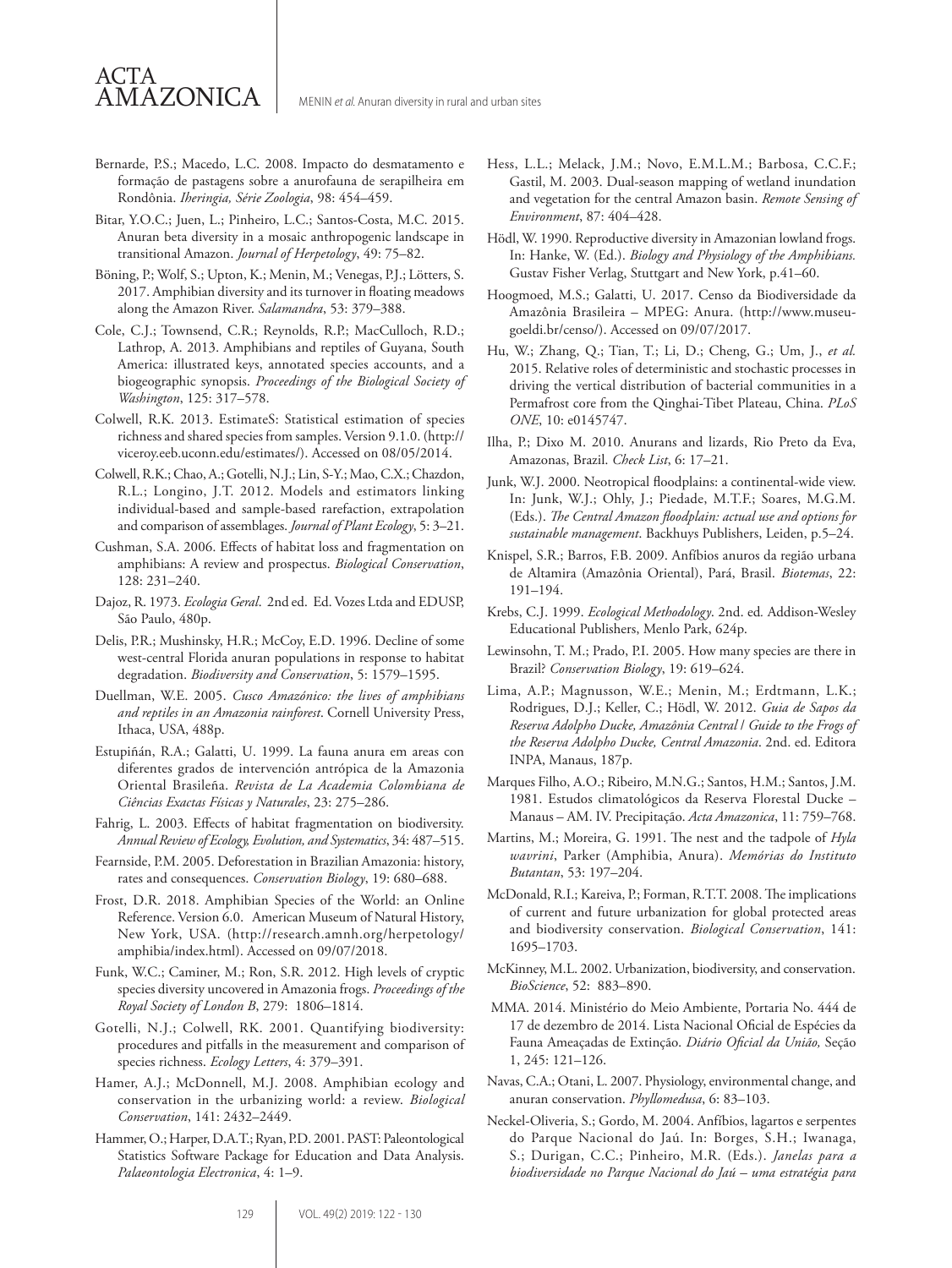Bernarde, P.S.; Macedo, L.C. 2008. Impacto do desmatamento e formação de pastagens sobre a anurofauna de serapilheira em Rondônia. *Iheringia, Série Zoologia*, 98: 454–459.

Bitar, Y.O.C.; Juen, L.; Pinheiro, L.C.; Santos-Costa, M.C. 2015. Anuran beta diversity in a mosaic anthropogenic landscape in transitional Amazon. *Journal of Herpetology*, 49: 75–82.

Böning, P.; Wolf, S.; Upton, K.; Menin, M.; Venegas, P.J.; Lötters, S. 2017. Amphibian diversity and its turnover in floating meadows along the Amazon River. *Salamandra*, 53: 379–388.

Cole, C.J.; Townsend, C.R.; Reynolds, R.P.; MacCulloch, R.D.; Lathrop, A. 2013. Amphibians and reptiles of Guyana, South America: illustrated keys, annotated species accounts, and a biogeographic synopsis. *Proceedings of the Biological Society of Washington*, 125: 317–578.

Colwell, R.K. 2013. EstimateS: Statistical estimation of species richness and shared species from samples. Version 9.1.0. (http://viceroy.eeb.uconn.edu/estimates/). Accessed on 08/05/2014.

Colwell, R.K.; Chao, A.; Gotelli, N.J.; Lin, S-Y.; Mao, C.X.; Chazdon, R.L.; Longino, J.T. 2012. Models and estimators linking individual-based and sample-based rarefaction, extrapolation and comparison of assemblages. *Journal of Plant Ecology*, 5: 3–21.

Cushman, S.A. 2006. Effects of habitat loss and fragmentation on amphibians: A review and prospectus. *Biological Conservation*, 128: 231–240.

Dajoz, R. 1973. *Ecologia Geral*. 2nd ed. Ed. Vozes Ltda and EDUSP, São Paulo, 480p.

Delis, P.R.; Mushinsky, H.R.; McCoy, E.D. 1996. Decline of some west-central Florida anuran populations in response to habitat degradation. *Biodiversity and Conservation*, 5: 1579–1595.

Duellman, W.E. 2005. *Cusco Amazónico: the lives of amphibians and reptiles in an Amazonia rainforest*. Cornell University Press, Ithaca, USA, 488p.

Estupiñán, R.A.; Galatti, U. 1999. La fauna anura em areas con diferentes grados de intervención antrópica de la Amazonia Oriental Brasileña. *Revista de La Academia Colombiana de Ciências Exactas Físicas y Naturales*, 23: 275–286.

Fahrig, L. 2003. Effects of habitat fragmentation on biodiversity. *Annual Review of Ecology, Evolution, and Systematics*, 34: 487–515.

Fearnside, P.M. 2005. Deforestation in Brazilian Amazonia: history, rates and consequences. *Conservation Biology*, 19: 680–688.

Frost, D.R. 2018. Amphibian Species of the World: an Online Reference. Version 6.0. American Museum of Natural History, New York, USA. (http://research.amnh.org/herpetology/amphibia/index.html). Accessed on 09/07/2018.

Funk, W.C.; Caminer, M.; Ron, S.R. 2012. High levels of cryptic species diversity uncovered in Amazonia frogs. *Proceedings of the Royal Society of London B*, 279: 1806–1814.

Gotelli, N.J.; Colwell, RK. 2001. Quantifying biodiversity: procedures and pitfalls in the measurement and comparison of species richness. *Ecology Letters*, 4: 379–391.

Hamer, A.J.; McDonnell, M.J. 2008. Amphibian ecology and conservation in the urbanizing world: a review. *Biological Conservation*, 141: 2432–2449.

Hammer, O.; Harper, D.A.T.; Ryan, P.D. 2001. PAST: Paleontological Statistics Software Package for Education and Data Analysis. *Palaeontologia Electronica*, 4: 1–9.

Hess, L.L.; Melack, J.M.; Novo, E.M.L.M.; Barbosa, C.C.F.; Gastil, M. 2003. Dual-season mapping of wetland inundation and vegetation for the central Amazon basin. *Remote Sensing of Environment*, 87: 404–428.

Hödl, W. 1990. Reproductive diversity in Amazonian lowland frogs. In: Hanke, W. (Ed.). *Biology and Physiology of the Amphibians.* Gustav Fisher Verlag, Stuttgart and New York, p.41–60.

Hoogmoed, M.S.; Galatti, U. 2017. Censo da Biodiversidade da Amazônia Brasileira – MPEG: Anura. (http://www.museu-goeldi.br/censo/). Accessed on 09/07/2017.

Hu, W.; Zhang, Q.; Tian, T.; Li, D.; Cheng, G.; Um, J., *et al.* 2015. Relative roles of deterministic and stochastic processes in driving the vertical distribution of bacterial communities in a Permafrost core from the Qinghai-Tibet Plateau, China. *PLoS ONE*, 10: e0145747.

Ilha, P.; Dixo M. 2010. Anurans and lizards, Rio Preto da Eva, Amazonas, Brazil. *Check List*, 6: 17–21.

Junk, W.J. 2000. Neotropical floodplains: a continental-wide view. In: Junk, W.J.; Ohly, J.; Piedade, M.T.F.; Soares, M.G.M. (Eds.). *The Central Amazon floodplain: actual use and options for sustainable management*. Backhuys Publishers, Leiden, p.5–24.

Knispel, S.R.; Barros, F.B. 2009. Anfíbios anuros da região urbana de Altamira (Amazônia Oriental), Pará, Brasil. *Biotemas*, 22: 191–194.

Krebs, C.J. 1999. *Ecological Methodology*. 2nd. ed*.* Addison-Wesley Educational Publishers, Menlo Park, 624p.

Lewinsohn, T. M.; Prado, P.I. 2005. How many species are there in Brazil? *Conservation Biology*, 19: 619–624.

Lima, A.P.; Magnusson, W.E.; Menin, M.; Erdtmann, L.K.; Rodrigues, D.J.; Keller, C.; Hödl, W. 2012. *Guia de Sapos da Reserva Adolpho Ducke, Amazônia Central / Guide to the Frogs of the Reserva Adolpho Ducke, Central Amazonia*. 2nd. ed. Editora INPA, Manaus, 187p.

Marques Filho, A.O.; Ribeiro, M.N.G.; Santos, H.M.; Santos, J.M. 1981. Estudos climatológicos da Reserva Florestal Ducke – Manaus – AM. IV. Precipitação. *Acta Amazonica*, 11: 759–768.

Martins, M.; Moreira, G. 1991. The nest and the tadpole of *Hyla wavrini*, Parker (Amphibia, Anura). *Memórias do Instituto Butantan*, 53: 197–204.

McDonald, R.I.; Kareiva, P.; Forman, R.T.T. 2008. The implications of current and future urbanization for global protected areas and biodiversity conservation. *Biological Conservation*, 141: 1695–1703.

McKinney, M.L. 2002. Urbanization, biodiversity, and conservation. *BioScience*, 52: 883–890.

MMA. 2014. Ministério do Meio Ambiente, Portaria No. 444 de 17 de dezembro de 2014. Lista Nacional Oficial de Espécies da Fauna Ameaçadas de Extinção. *Diário Oficial da União,* Seção 1, 245: 121–126.

Navas, C.A.; Otani, L. 2007. Physiology, environmental change, and anuran conservation. *Phyllomedusa*, 6: 83–103.

Neckel-Oliveria, S.; Gordo, M. 2004. Anfíbios, lagartos e serpentes do Parque Nacional do Jaú. In: Borges, S.H.; Iwanaga, S.; Durigan, C.C.; Pinheiro, M.R. (Eds.). *Janelas para a biodiversidade no Parque Nacional do Jaú – uma estratégia para*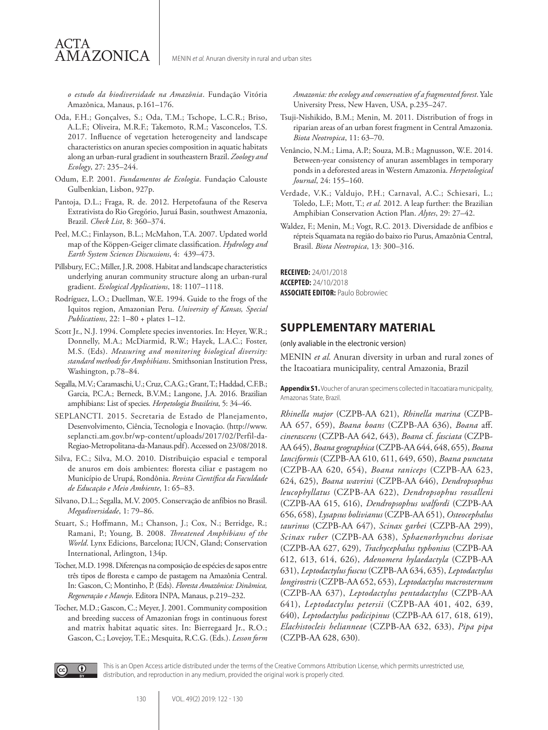*o estudo da biodiversidade na Amazônia*. Fundação Vitória Amazônica, Manaus, p.161–176.

Oda, F.H.; Gonçalves, S.; Oda, T.M.; Tschope, L.C.R.; Briso, A.L.F.; Oliveira, M.R.F.; Takemoto, R.M.; Vasconcelos, T.S. 2017. Influence of vegetation heterogeneity and landscape characteristics on anuran species composition in aquatic habitats along an urban-rural gradient in southeastern Brazil. *Zoology and Ecology*, 27: 235–244.

Odum, E.P. 2001. *Fundamentos de Ecologia*. Fundação Calouste Gulbenkian, Lisbon, 927p.

Pantoja, D.L.; Fraga, R. de. 2012. Herpetofauna of the Reserva Extrativista do Rio Gregório, Juruá Basin, southwest Amazonia, Brazil. *Check List*, 8: 360–374.

Peel, M.C.; Finlayson, B.L.; McMahon, T.A. 2007. Updated world map of the Köppen-Geiger climate classification. *Hydrology and Earth System Sciences Discussions*, 4: 439–473.

Pillsbury, F.C.; Miller, J.R. 2008. Habitat and landscape characteristics underlying anuran community structure along an urban-rural gradient. *Ecological Applications*, 18: 1107–1118.

Rodríguez, L.O.; Duellman, W.E. 1994. Guide to the frogs of the Iquitos region, Amazonian Peru. *University of Kansas, Special Publications*, 22: 1–80 + plates 1–12.

Scott Jr., N.J. 1994. Complete species inventories. In: Heyer, W.R.; Donnelly, M.A.; McDiarmid, R.W.; Hayek, L.A.C.; Foster, M.S. (Eds). *Measuring and monitoring biological diversity: standard methods for Amphibians*. Smithsonian Institution Press, Washington, p.78–84.

Segalla, M.V.; Caramaschi, U.; Cruz, C.A.G.; Grant, T.; Haddad, C.F.B.; Garcia, P.C.A.; Berneck, B.V.M.; Langone, J.A. 2016. Brazilian amphibians: List of species. *Herpetologia Brasileira*, 5: 34–46.

SEPLANCTI. 2015. Secretaria de Estado de Planejamento, Desenvolvimento, Ciência, Tecnologia e Inovação. (http://www.seplancti.am.gov.br/wp-content/uploads/2017/02/Perfil-da-Regiao-Metropolitana-da-Manaus.pdf). Accessed on 23/08/2018.

Silva, F.C.; Silva, M.O. 2010. Distribuição espacial e temporal de anuros em dois ambientes: floresta ciliar e pastagem no Município de Urupá, Rondônia. *Revista Científica da Faculdade de Educação e Meio Ambiente*, 1: 65–83.

Silvano, D.L.; Segalla, M.V. 2005. Conservação de anfíbios no Brasil. *Megadiversidade*, 1: 79–86.

Stuart, S.; Hoffmann, M.; Chanson, J.; Cox, N.; Berridge, R.; Ramani, P.; Young, B. 2008. *Threatened Amphibians of the World*. Lynx Edicions, Barcelona; IUCN, Gland; Conservation International, Arlington, 134p.

Tocher, M.D. 1998. Diferenças na composição de espécies de sapos entre três tipos de floresta e campo de pastagem na Amazônia Central. In: Gascon, C; Montinho, P. (Eds). *Floresta Amazônica: Dinâmica, Regeneração e Manejo*. Editora INPA, Manaus, p.219–232.

Tocher, M.D.; Gascon, C.; Meyer, J. 2001. Community composition and breeding success of Amazonian frogs in continuous forest and matrix habitat aquatic sites. In: Bierregaard Jr., R.O.; Gascon, C.; Lovejoy, T.E.; Mesquita, R.C.G. (Eds.). *Lesson form Amazonia: the ecology and conservation of a fragmented forest*. Yale University Press, New Haven, USA, p.235–247.

Tsuji-Nishikido, B.M.; Menin, M. 2011. Distribution of frogs in riparian areas of an urban forest fragment in Central Amazonia. *Biota Neotropica*, 11: 63–70.

Venâncio, N.M.; Lima, A.P.; Souza, M.B.; Magnusson, W.E. 2014. Between-year consistency of anuran assemblages in temporary ponds in a deforested areas in Western Amazonia. *Herpetological Journal*, 24: 155–160.

Verdade, V.K.; Valdujo, P.H.; Carnaval, A.C.; Schiesari, L.; Toledo, L.F.; Mott, T.; *et al.* 2012. A leap further: the Brazilian Amphibian Conservation Action Plan. *Alytes*, 29: 27–42.

Waldez, F.; Menin, M.; Vogt, R.C. 2013. Diversidade de anfíbios e répteis Squamata na região do baixo rio Purus, Amazônia Central, Brasil. *Biota Neotropica*, 13: 300–316.

**RECEIVED:** 24/01/2018
**ACCEPTED:** 24/10/2018
**ASSOCIATE EDITOR:** Paulo Bobrowiec

## SUPPLEMENTARY MATERIAL

(only avaliable in the electronic version)

MENIN *et al.* Anuran diversity in urban and rural zones of the Itacoatiara municipality, central Amazonia, Brazil

**Appendix S1.** Voucher of anuran specimens collected in Itacoatiara municipality, Amazonas State, Brazil.

*Rhinella major* (CZPB-AA 621), *Rhinella marina* (CZPB-AA 657, 659), *Boana boans* (CZPB-AA 636), *Boana* aff. *cinerascens* (CZPB-AA 642, 643), *Boana* cf. *fasciata* (CZPB-AA 645), *Boana geographica* (CZPB-AA 644, 648, 655), *Boana lanciformis* (CZPB-AA 610, 611, 649, 650), *Boana punctata* (CZPB-AA 620, 654), *Boana raniceps* (CZPB-AA 623, 624, 625), *Boana wavrini* (CZPB-AA 646), *Dendropsophus leucophyllatus* (CZPB-AA 622), *Dendropsophus rossalleni* (CZPB-AA 615, 616), *Dendropsophus walfordi* (CZPB-AA 656, 658), *Lysapsus bolivianus* (CZPB-AA 651), *Osteocephalus taurinus* (CZPB-AA 647), *Scinax garbei* (CZPB-AA 299), *Scinax ruber* (CZPB-AA 638), *Sphaenorhynchus dorisae* (CZPB-AA 627, 629), *Trachycephalus typhonius* (CZPB-AA 612, 613, 614, 626), *Adenomera hylaedactyla* (CZPB-AA 631), *Leptodactylus fuscus* (CZPB-AA 634, 635), *Leptodactylus longirostris* (CZPB-AA 652, 653), *Leptodactylus macrosternum* (CZPB-AA 637), *Leptodactylus pentadactylus* (CZPB-AA 641), *Leptodactylus petersii* (CZPB-AA 401, 402, 639, 640), *Leptodactylus podicipinus* (CZPB-AA 617, 618, 619), *Elachistocleis helianneae* (CZPB-AA 632, 633), *Pipa pipa* (CZPB-AA 628, 630).

This is an Open Access article distributed under the terms of the Creative Commons Attribution License, which permits unrestricted use, distribution, and reproduction in any medium, provided the original work is properly cited.